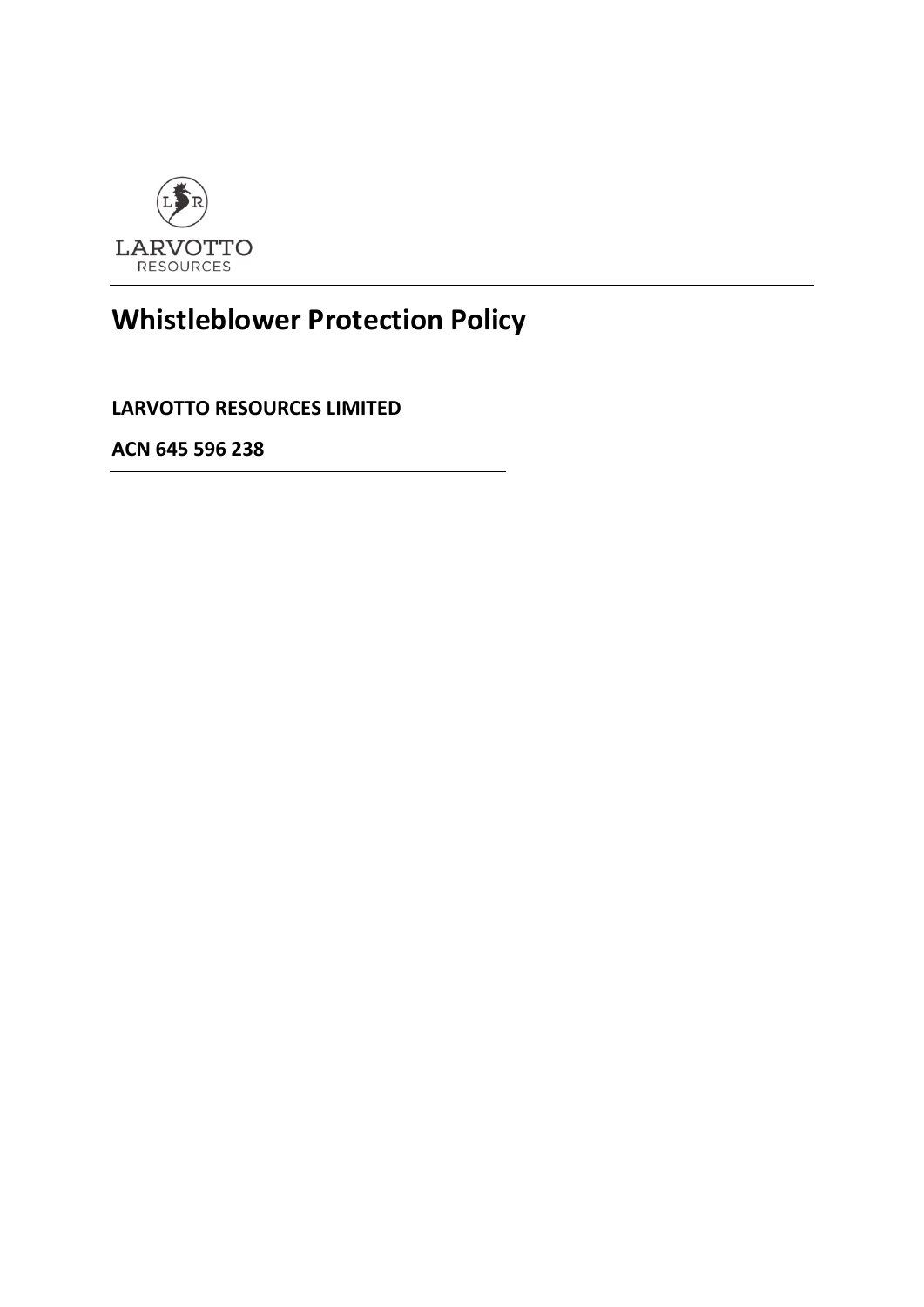LARVOTTO
RESOURCES

# Whistleblower Protection Policy

**LARVOTTO RESOURCES LIMITED**

**ACN 645 596 238**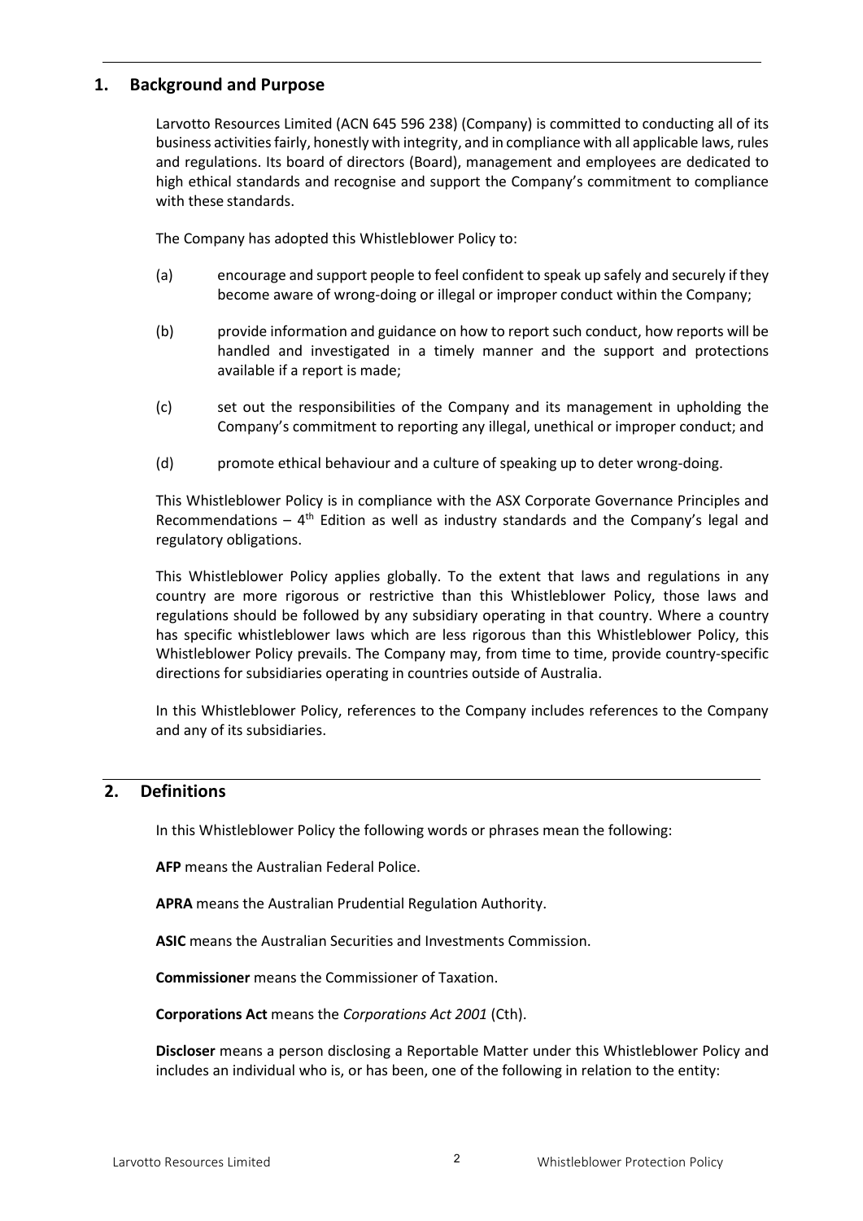## 1. Background and Purpose

Larvotto Resources Limited (ACN 645 596 238) (Company) is committed to conducting all of its business activities fairly, honestly with integrity, and in compliance with all applicable laws, rules and regulations. Its board of directors (Board), management and employees are dedicated to high ethical standards and recognise and support the Company's commitment to compliance with these standards.

The Company has adopted this Whistleblower Policy to:

(a) encourage and support people to feel confident to speak up safely and securely if they become aware of wrong-doing or illegal or improper conduct within the Company;

(b) provide information and guidance on how to report such conduct, how reports will be handled and investigated in a timely manner and the support and protections available if a report is made;

(c) set out the responsibilities of the Company and its management in upholding the Company's commitment to reporting any illegal, unethical or improper conduct; and

(d) promote ethical behaviour and a culture of speaking up to deter wrong-doing.

This Whistleblower Policy is in compliance with the ASX Corporate Governance Principles and Recommendations – 4th Edition as well as industry standards and the Company's legal and regulatory obligations.

This Whistleblower Policy applies globally. To the extent that laws and regulations in any country are more rigorous or restrictive than this Whistleblower Policy, those laws and regulations should be followed by any subsidiary operating in that country. Where a country has specific whistleblower laws which are less rigorous than this Whistleblower Policy, this Whistleblower Policy prevails. The Company may, from time to time, provide country-specific directions for subsidiaries operating in countries outside of Australia.

In this Whistleblower Policy, references to the Company includes references to the Company and any of its subsidiaries.

## 2. Definitions

In this Whistleblower Policy the following words or phrases mean the following:

**AFP** means the Australian Federal Police.

**APRA** means the Australian Prudential Regulation Authority.

**ASIC** means the Australian Securities and Investments Commission.

**Commissioner** means the Commissioner of Taxation.

**Corporations Act** means the *Corporations Act 2001* (Cth).

**Discloser** means a person disclosing a Reportable Matter under this Whistleblower Policy and includes an individual who is, or has been, one of the following in relation to the entity: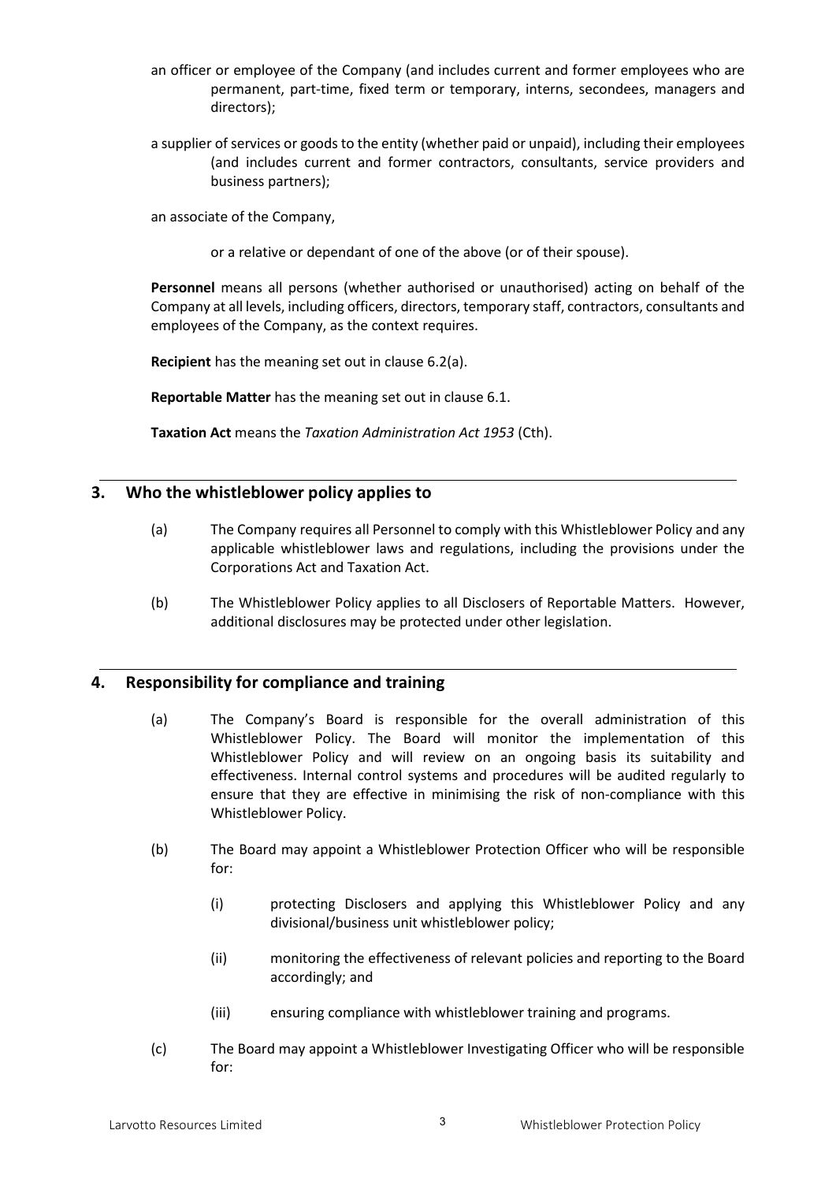an officer or employee of the Company (and includes current and former employees who are permanent, part-time, fixed term or temporary, interns, secondees, managers and directors);

a supplier of services or goods to the entity (whether paid or unpaid), including their employees (and includes current and former contractors, consultants, service providers and business partners);

an associate of the Company,

or a relative or dependant of one of the above (or of their spouse).

**Personnel** means all persons (whether authorised or unauthorised) acting on behalf of the Company at all levels, including officers, directors, temporary staff, contractors, consultants and employees of the Company, as the context requires.

**Recipient** has the meaning set out in clause 6.2(a).

**Reportable Matter** has the meaning set out in clause 6.1.

**Taxation Act** means the *Taxation Administration Act 1953* (Cth).

## 3. Who the whistleblower policy applies to

(a) The Company requires all Personnel to comply with this Whistleblower Policy and any applicable whistleblower laws and regulations, including the provisions under the Corporations Act and Taxation Act.

(b) The Whistleblower Policy applies to all Disclosers of Reportable Matters. However, additional disclosures may be protected under other legislation.

## 4. Responsibility for compliance and training

(a) The Company's Board is responsible for the overall administration of this Whistleblower Policy. The Board will monitor the implementation of this Whistleblower Policy and will review on an ongoing basis its suitability and effectiveness. Internal control systems and procedures will be audited regularly to ensure that they are effective in minimising the risk of non-compliance with this Whistleblower Policy.

(b) The Board may appoint a Whistleblower Protection Officer who will be responsible for:

(i) protecting Disclosers and applying this Whistleblower Policy and any divisional/business unit whistleblower policy;

(ii) monitoring the effectiveness of relevant policies and reporting to the Board accordingly; and

(iii) ensuring compliance with whistleblower training and programs.

(c) The Board may appoint a Whistleblower Investigating Officer who will be responsible for: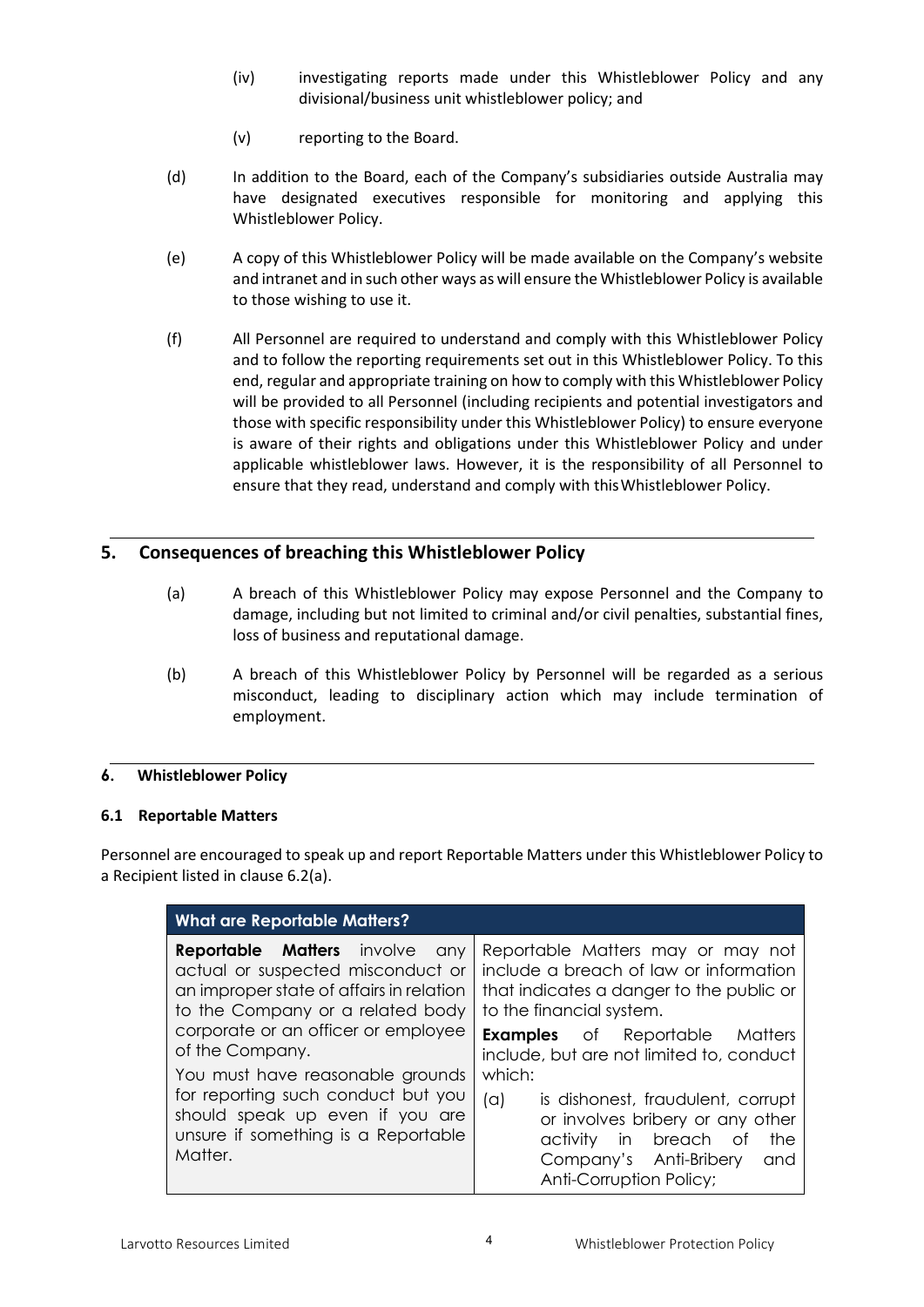(iv) investigating reports made under this Whistleblower Policy and any divisional/business unit whistleblower policy; and

(v) reporting to the Board.

(d) In addition to the Board, each of the Company's subsidiaries outside Australia may have designated executives responsible for monitoring and applying this Whistleblower Policy.

(e) A copy of this Whistleblower Policy will be made available on the Company's website and intranet and in such other ways as will ensure the Whistleblower Policy is available to those wishing to use it.

(f) All Personnel are required to understand and comply with this Whistleblower Policy and to follow the reporting requirements set out in this Whistleblower Policy. To this end, regular and appropriate training on how to comply with this Whistleblower Policy will be provided to all Personnel (including recipients and potential investigators and those with specific responsibility under this Whistleblower Policy) to ensure everyone is aware of their rights and obligations under this Whistleblower Policy and under applicable whistleblower laws. However, it is the responsibility of all Personnel to ensure that they read, understand and comply with this Whistleblower Policy.

## 5. Consequences of breaching this Whistleblower Policy

(a) A breach of this Whistleblower Policy may expose Personnel and the Company to damage, including but not limited to criminal and/or civil penalties, substantial fines, loss of business and reputational damage.

(b) A breach of this Whistleblower Policy by Personnel will be regarded as a serious misconduct, leading to disciplinary action which may include termination of employment.

## 6. Whistleblower Policy

### 6.1 Reportable Matters

Personnel are encouraged to speak up and report Reportable Matters under this Whistleblower Policy to a Recipient listed in clause 6.2(a).

| What are Reportable Matters? | |
|---|---|
| **Reportable Matters** involve any actual or suspected misconduct or an improper state of affairs in relation to the Company or a related body corporate or an officer or employee of the Company.<br><br>You must have reasonable grounds for reporting such conduct but you should speak up even if you are unsure if something is a Reportable Matter. | Reportable Matters may or may not include a breach of law or information that indicates a danger to the public or to the financial system.<br><br>**Examples** of Reportable Matters include, but are not limited to, conduct which:<br><br>(a) is dishonest, fraudulent, corrupt or involves bribery or any other activity in breach of the Company's Anti-Bribery and Anti-Corruption Policy; |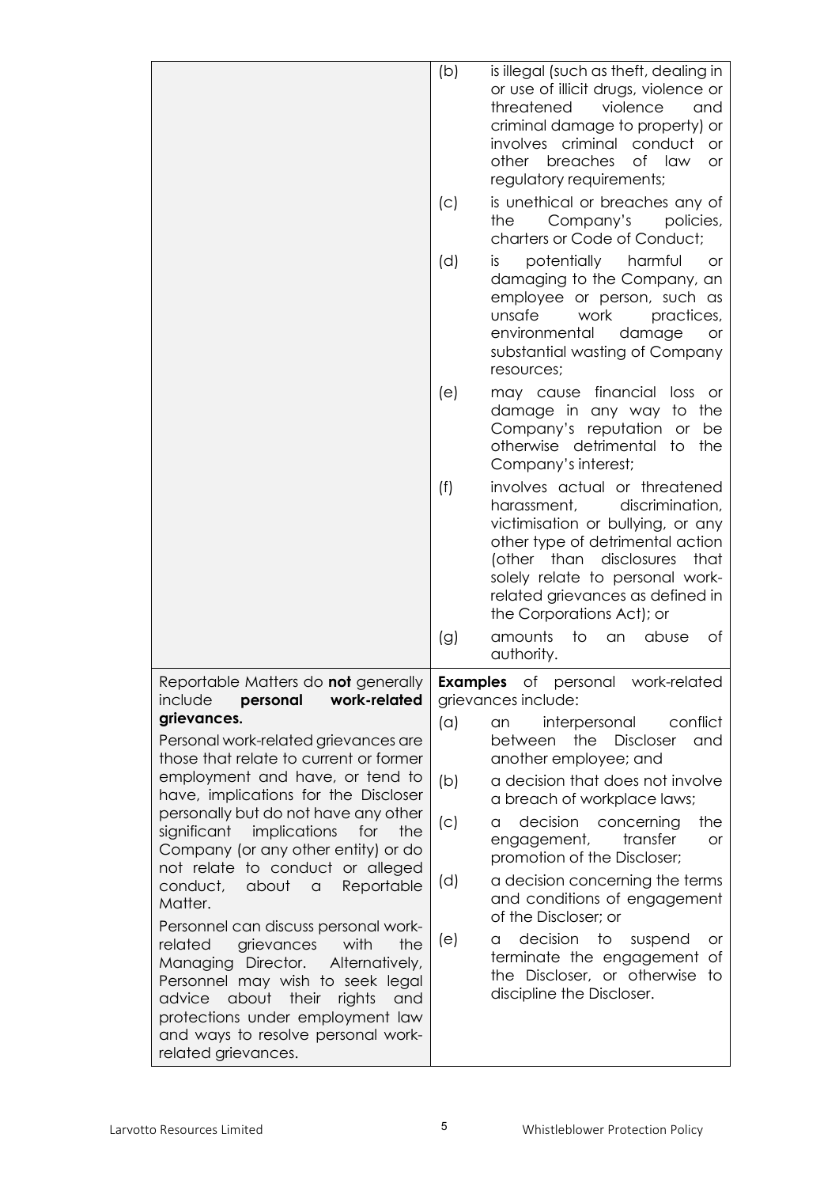| | |
|---|---|
| | (b) is illegal (such as theft, dealing in or use of illicit drugs, violence or threatened violence and criminal damage to property) or involves criminal conduct or other breaches of law or regulatory requirements;<br><br>(c) is unethical or breaches any of the Company's policies, charters or Code of Conduct;<br><br>(d) is potentially harmful or damaging to the Company, an employee or person, such as unsafe work practices, environmental damage or substantial wasting of Company resources;<br><br>(e) may cause financial loss or damage in any way to the Company's reputation or be otherwise detrimental to the Company's interest;<br><br>(f) involves actual or threatened harassment, discrimination, victimisation or bullying, or any other type of detrimental action (other than disclosures that solely relate to personal work-related grievances as defined in the Corporations Act); or<br><br>(g) amounts to an abuse of authority. |
| Reportable Matters do **not** generally include **personal work-related grievances.**<br><br>Personal work-related grievances are those that relate to current or former employment and have, or tend to have, implications for the Discloser personally but do not have any other significant implications for the Company (or any other entity) or do not relate to conduct or alleged conduct, about a Reportable Matter.<br><br>Personnel can discuss personal work-related grievances with the Managing Director. Alternatively, Personnel may wish to seek legal advice about their rights and protections under employment law and ways to resolve personal work-related grievances. | **Examples** of personal work-related grievances include:<br><br>(a) an interpersonal conflict between the Discloser and another employee; and<br><br>(b) a decision that does not involve a breach of workplace laws;<br><br>(c) a decision concerning the engagement, transfer or promotion of the Discloser;<br><br>(d) a decision concerning the terms and conditions of engagement of the Discloser; or<br><br>(e) a decision to suspend or terminate the engagement of the Discloser, or otherwise to discipline the Discloser. |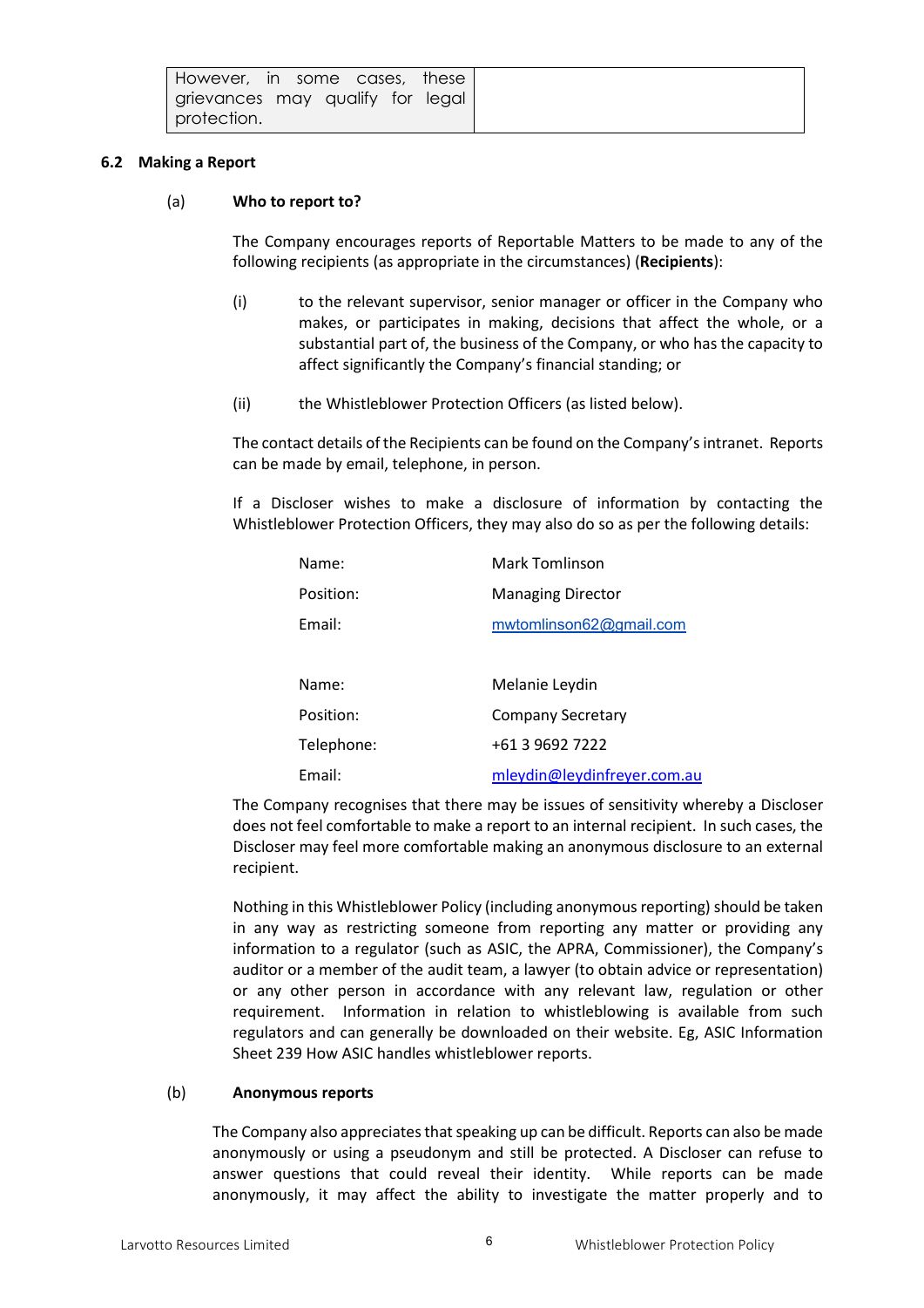| However, in some cases, these grievances may qualify for legal protection. | |
|---|---|

### 6.2 Making a Report

#### (a) Who to report to?

The Company encourages reports of Reportable Matters to be made to any of the following recipients (as appropriate in the circumstances) (**Recipients**):

(i) to the relevant supervisor, senior manager or officer in the Company who makes, or participates in making, decisions that affect the whole, or a substantial part of, the business of the Company, or who has the capacity to affect significantly the Company's financial standing; or

(ii) the Whistleblower Protection Officers (as listed below).

The contact details of the Recipients can be found on the Company's intranet. Reports can be made by email, telephone, in person.

If a Discloser wishes to make a disclosure of information by contacting the Whistleblower Protection Officers, they may also do so as per the following details:

| | |
|---|---|
| Name: | Mark Tomlinson |
| Position: | Managing Director |
| Email: | mwtomlinson62@gmail.com |
| | |
| Name: | Melanie Leydin |
| Position: | Company Secretary |
| Telephone: | +61 3 9692 7222 |
| Email: | mleydin@leydinfreyer.com.au |

The Company recognises that there may be issues of sensitivity whereby a Discloser does not feel comfortable to make a report to an internal recipient. In such cases, the Discloser may feel more comfortable making an anonymous disclosure to an external recipient.

Nothing in this Whistleblower Policy (including anonymous reporting) should be taken in any way as restricting someone from reporting any matter or providing any information to a regulator (such as ASIC, the APRA, Commissioner), the Company's auditor or a member of the audit team, a lawyer (to obtain advice or representation) or any other person in accordance with any relevant law, regulation or other requirement. Information in relation to whistleblowing is available from such regulators and can generally be downloaded on their website. Eg, ASIC Information Sheet 239 How ASIC handles whistleblower reports.

#### (b) Anonymous reports

The Company also appreciates that speaking up can be difficult. Reports can also be made anonymously or using a pseudonym and still be protected. A Discloser can refuse to answer questions that could reveal their identity. While reports can be made anonymously, it may affect the ability to investigate the matter properly and to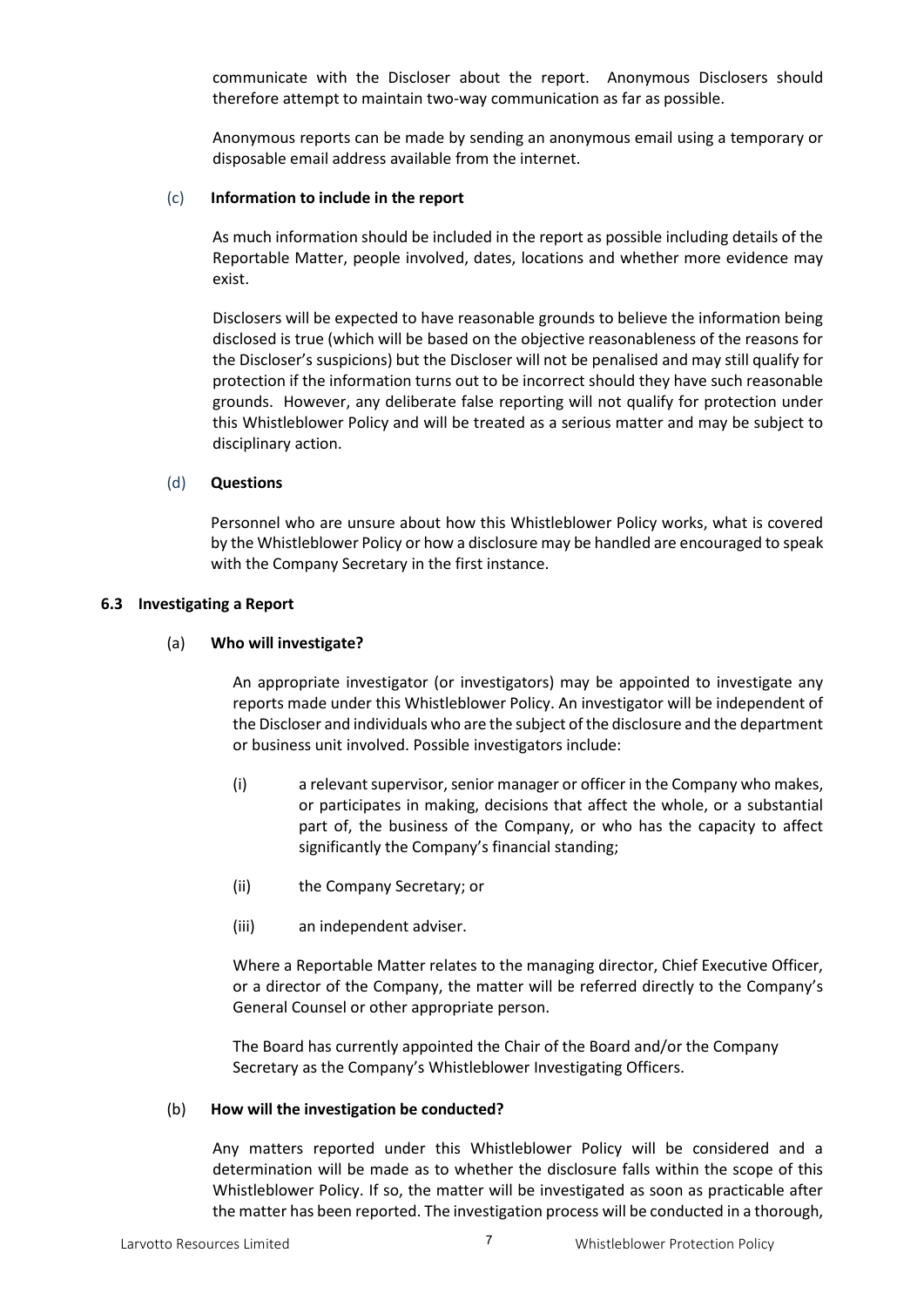communicate with the Discloser about the report. Anonymous Disclosers should therefore attempt to maintain two-way communication as far as possible.

Anonymous reports can be made by sending an anonymous email using a temporary or disposable email address available from the internet.

(c) **Information to include in the report**

As much information should be included in the report as possible including details of the Reportable Matter, people involved, dates, locations and whether more evidence may exist.

Disclosers will be expected to have reasonable grounds to believe the information being disclosed is true (which will be based on the objective reasonableness of the reasons for the Discloser's suspicions) but the Discloser will not be penalised and may still qualify for protection if the information turns out to be incorrect should they have such reasonable grounds. However, any deliberate false reporting will not qualify for protection under this Whistleblower Policy and will be treated as a serious matter and may be subject to disciplinary action.

(d) **Questions**

Personnel who are unsure about how this Whistleblower Policy works, what is covered by the Whistleblower Policy or how a disclosure may be handled are encouraged to speak with the Company Secretary in the first instance.

### 6.3 Investigating a Report

(a) **Who will investigate?**

An appropriate investigator (or investigators) may be appointed to investigate any reports made under this Whistleblower Policy. An investigator will be independent of the Discloser and individuals who are the subject of the disclosure and the department or business unit involved. Possible investigators include:

(i) a relevant supervisor, senior manager or officer in the Company who makes, or participates in making, decisions that affect the whole, or a substantial part of, the business of the Company, or who has the capacity to affect significantly the Company's financial standing;

(ii) the Company Secretary; or

(iii) an independent adviser.

Where a Reportable Matter relates to the managing director, Chief Executive Officer, or a director of the Company, the matter will be referred directly to the Company's General Counsel or other appropriate person.

The Board has currently appointed the Chair of the Board and/or the Company Secretary as the Company's Whistleblower Investigating Officers.

(b) **How will the investigation be conducted?**

Any matters reported under this Whistleblower Policy will be considered and a determination will be made as to whether the disclosure falls within the scope of this Whistleblower Policy. If so, the matter will be investigated as soon as practicable after the matter has been reported. The investigation process will be conducted in a thorough,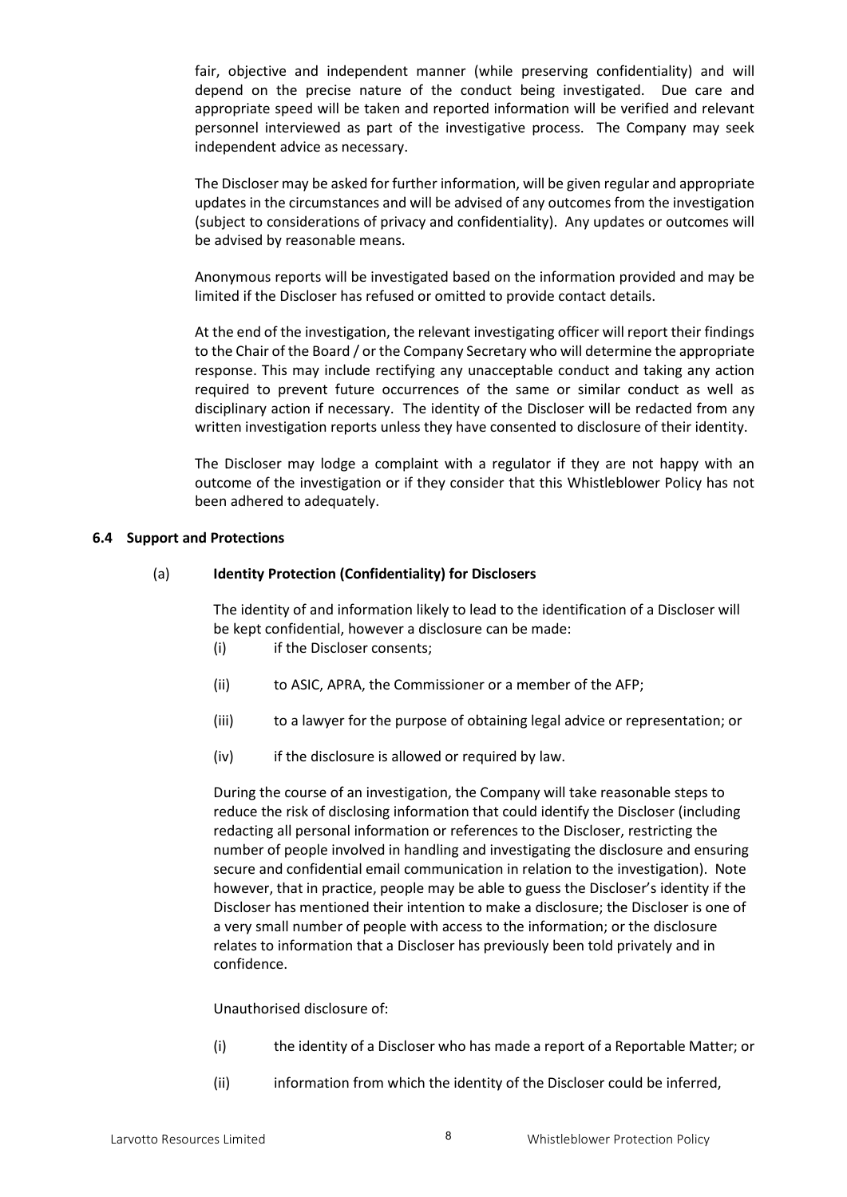fair, objective and independent manner (while preserving confidentiality) and will depend on the precise nature of the conduct being investigated. Due care and appropriate speed will be taken and reported information will be verified and relevant personnel interviewed as part of the investigative process. The Company may seek independent advice as necessary.

The Discloser may be asked for further information, will be given regular and appropriate updates in the circumstances and will be advised of any outcomes from the investigation (subject to considerations of privacy and confidentiality). Any updates or outcomes will be advised by reasonable means.

Anonymous reports will be investigated based on the information provided and may be limited if the Discloser has refused or omitted to provide contact details.

At the end of the investigation, the relevant investigating officer will report their findings to the Chair of the Board / or the Company Secretary who will determine the appropriate response. This may include rectifying any unacceptable conduct and taking any action required to prevent future occurrences of the same or similar conduct as well as disciplinary action if necessary. The identity of the Discloser will be redacted from any written investigation reports unless they have consented to disclosure of their identity.

The Discloser may lodge a complaint with a regulator if they are not happy with an outcome of the investigation or if they consider that this Whistleblower Policy has not been adhered to adequately.

### 6.4 Support and Protections

#### (a) Identity Protection (Confidentiality) for Disclosers

The identity of and information likely to lead to the identification of a Discloser will be kept confidential, however a disclosure can be made:

(i) if the Discloser consents;

(ii) to ASIC, APRA, the Commissioner or a member of the AFP;

(iii) to a lawyer for the purpose of obtaining legal advice or representation; or

(iv) if the disclosure is allowed or required by law.

During the course of an investigation, the Company will take reasonable steps to reduce the risk of disclosing information that could identify the Discloser (including redacting all personal information or references to the Discloser, restricting the number of people involved in handling and investigating the disclosure and ensuring secure and confidential email communication in relation to the investigation). Note however, that in practice, people may be able to guess the Discloser's identity if the Discloser has mentioned their intention to make a disclosure; the Discloser is one of a very small number of people with access to the information; or the disclosure relates to information that a Discloser has previously been told privately and in confidence.

Unauthorised disclosure of:

(i) the identity of a Discloser who has made a report of a Reportable Matter; or

(ii) information from which the identity of the Discloser could be inferred,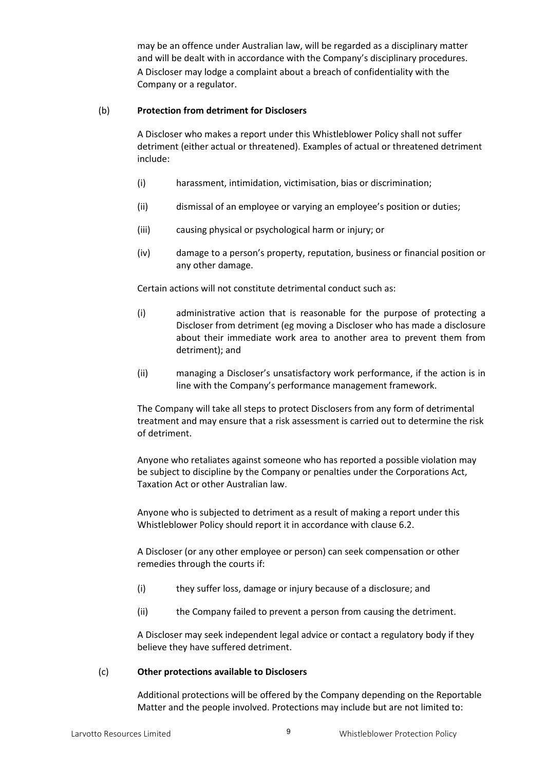may be an offence under Australian law, will be regarded as a disciplinary matter and will be dealt with in accordance with the Company's disciplinary procedures. A Discloser may lodge a complaint about a breach of confidentiality with the Company or a regulator.

(b) **Protection from detriment for Disclosers**

A Discloser who makes a report under this Whistleblower Policy shall not suffer detriment (either actual or threatened). Examples of actual or threatened detriment include:

(i) harassment, intimidation, victimisation, bias or discrimination;

(ii) dismissal of an employee or varying an employee's position or duties;

(iii) causing physical or psychological harm or injury; or

(iv) damage to a person's property, reputation, business or financial position or any other damage.

Certain actions will not constitute detrimental conduct such as:

(i) administrative action that is reasonable for the purpose of protecting a Discloser from detriment (eg moving a Discloser who has made a disclosure about their immediate work area to another area to prevent them from detriment); and

(ii) managing a Discloser's unsatisfactory work performance, if the action is in line with the Company's performance management framework.

The Company will take all steps to protect Disclosers from any form of detrimental treatment and may ensure that a risk assessment is carried out to determine the risk of detriment.

Anyone who retaliates against someone who has reported a possible violation may be subject to discipline by the Company or penalties under the Corporations Act, Taxation Act or other Australian law.

Anyone who is subjected to detriment as a result of making a report under this Whistleblower Policy should report it in accordance with clause 6.2.

A Discloser (or any other employee or person) can seek compensation or other remedies through the courts if:

(i) they suffer loss, damage or injury because of a disclosure; and

(ii) the Company failed to prevent a person from causing the detriment.

A Discloser may seek independent legal advice or contact a regulatory body if they believe they have suffered detriment.

(c) **Other protections available to Disclosers**

Additional protections will be offered by the Company depending on the Reportable Matter and the people involved. Protections may include but are not limited to: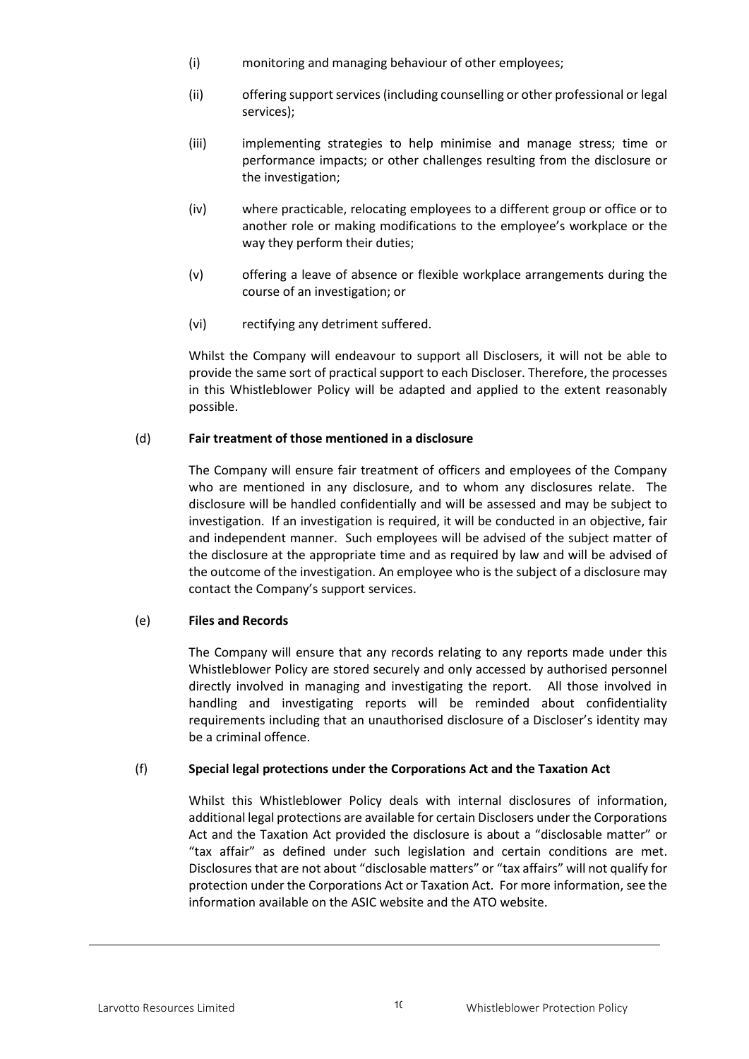(i) monitoring and managing behaviour of other employees;

(ii) offering support services (including counselling or other professional or legal services);

(iii) implementing strategies to help minimise and manage stress; time or performance impacts; or other challenges resulting from the disclosure or the investigation;

(iv) where practicable, relocating employees to a different group or office or to another role or making modifications to the employee's workplace or the way they perform their duties;

(v) offering a leave of absence or flexible workplace arrangements during the course of an investigation; or

(vi) rectifying any detriment suffered.

Whilst the Company will endeavour to support all Disclosers, it will not be able to provide the same sort of practical support to each Discloser. Therefore, the processes in this Whistleblower Policy will be adapted and applied to the extent reasonably possible.

(d) **Fair treatment of those mentioned in a disclosure**

The Company will ensure fair treatment of officers and employees of the Company who are mentioned in any disclosure, and to whom any disclosures relate. The disclosure will be handled confidentially and will be assessed and may be subject to investigation. If an investigation is required, it will be conducted in an objective, fair and independent manner. Such employees will be advised of the subject matter of the disclosure at the appropriate time and as required by law and will be advised of the outcome of the investigation. An employee who is the subject of a disclosure may contact the Company's support services.

(e) **Files and Records**

The Company will ensure that any records relating to any reports made under this Whistleblower Policy are stored securely and only accessed by authorised personnel directly involved in managing and investigating the report. All those involved in handling and investigating reports will be reminded about confidentiality requirements including that an unauthorised disclosure of a Discloser's identity may be a criminal offence.

(f) **Special legal protections under the Corporations Act and the Taxation Act**

Whilst this Whistleblower Policy deals with internal disclosures of information, additional legal protections are available for certain Disclosers under the Corporations Act and the Taxation Act provided the disclosure is about a "disclosable matter" or "tax affair" as defined under such legislation and certain conditions are met. Disclosures that are not about "disclosable matters" or "tax affairs" will not qualify for protection under the Corporations Act or Taxation Act. For more information, see the information available on the ASIC website and the ATO website.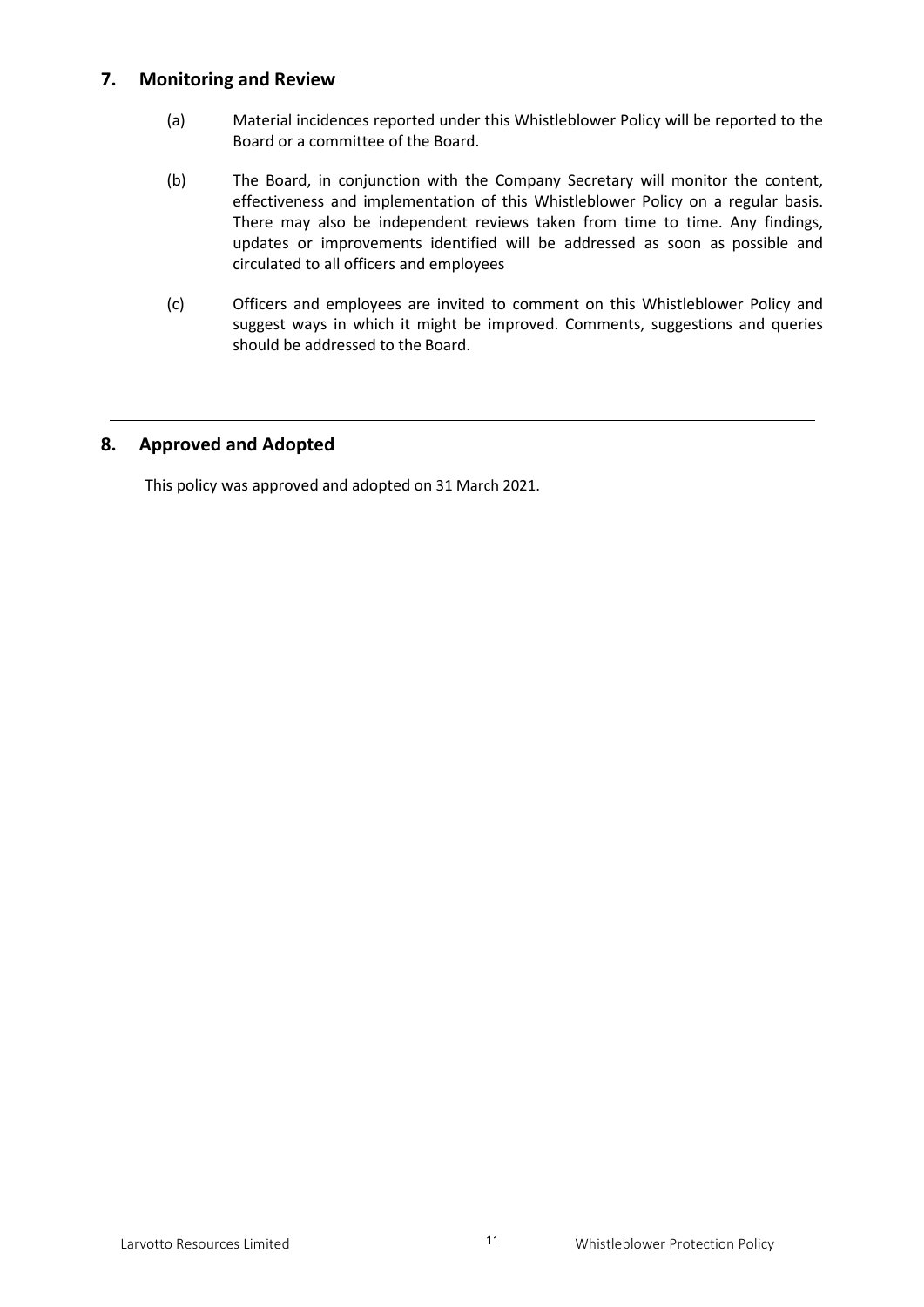## 7. Monitoring and Review

(a) Material incidences reported under this Whistleblower Policy will be reported to the Board or a committee of the Board.

(b) The Board, in conjunction with the Company Secretary will monitor the content, effectiveness and implementation of this Whistleblower Policy on a regular basis. There may also be independent reviews taken from time to time. Any findings, updates or improvements identified will be addressed as soon as possible and circulated to all officers and employees

(c) Officers and employees are invited to comment on this Whistleblower Policy and suggest ways in which it might be improved. Comments, suggestions and queries should be addressed to the Board.

---

## 8. Approved and Adopted

This policy was approved and adopted on 31 March 2021.